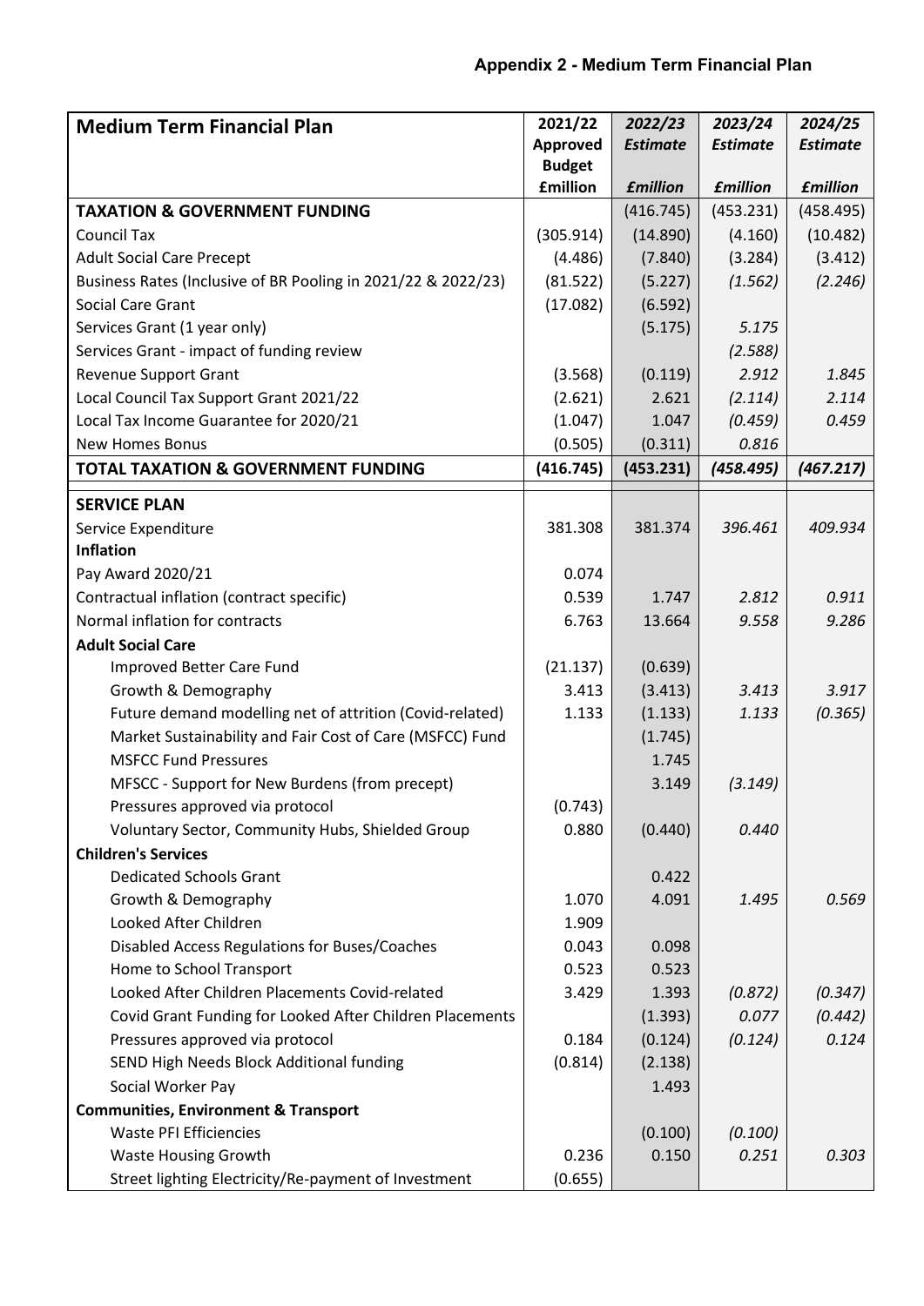## Appendix 2 - Medium Term Financial Plan

| **Medium Term Financial Plan** | **2021/22 Approved Budget £million** | ***2022/23 Estimate £million*** | ***2023/24 Estimate £million*** | ***2024/25 Estimate £million*** |
|---|---|---|---|---|
| **TAXATION & GOVERNMENT FUNDING** | | (416.745) | (453.231) | (458.495) |
| Council Tax | (305.914) | (14.890) | (4.160) | (10.482) |
| Adult Social Care Precept | (4.486) | (7.840) | (3.284) | (3.412) |
| Business Rates (Inclusive of BR Pooling in 2021/22 & 2022/23) | (81.522) | (5.227) | *(1.562)* | *(2.246)* |
| Social Care Grant | (17.082) | (6.592) | | |
| Services Grant (1 year only) | | (5.175) | *5.175* | |
| Services Grant - impact of funding review | | | *(2.588)* | |
| Revenue Support Grant | (3.568) | (0.119) | *2.912* | *1.845* |
| Local Council Tax Support Grant 2021/22 | (2.621) | 2.621 | *(2.114)* | *2.114* |
| Local Tax Income Guarantee for 2020/21 | (1.047) | 1.047 | *(0.459)* | *0.459* |
| New Homes Bonus | (0.505) | (0.311) | *0.816* | |
| **TOTAL TAXATION & GOVERNMENT FUNDING** | **(416.745)** | **(453.231)** | ***(458.495)*** | ***(467.217)*** |
| **SERVICE PLAN** | | | | |
| Service Expenditure | 381.308 | 381.374 | *396.461* | *409.934* |
| **Inflation** | | | | |
| Pay Award 2020/21 | 0.074 | | | |
| Contractual inflation (contract specific) | 0.539 | 1.747 | *2.812* | *0.911* |
| Normal inflation for contracts | 6.763 | 13.664 | *9.558* | *9.286* |
| **Adult Social Care** | | | | |
| Improved Better Care Fund | (21.137) | (0.639) | | |
| Growth & Demography | 3.413 | (3.413) | *3.413* | *3.917* |
| Future demand modelling net of attrition (Covid-related) | 1.133 | (1.133) | *1.133* | *(0.365)* |
| Market Sustainability and Fair Cost of Care (MSFCC) Fund | | (1.745) | | |
| MSFCC Fund Pressures | | 1.745 | | |
| MFSCC - Support for New Burdens (from precept) | | 3.149 | *(3.149)* | |
| Pressures approved via protocol | (0.743) | | | |
| Voluntary Sector, Community Hubs, Shielded Group | 0.880 | (0.440) | *0.440* | |
| **Children's Services** | | | | |
| Dedicated Schools Grant | | 0.422 | | |
| Growth & Demography | 1.070 | 4.091 | *1.495* | *0.569* |
| Looked After Children | 1.909 | | | |
| Disabled Access Regulations for Buses/Coaches | 0.043 | 0.098 | | |
| Home to School Transport | 0.523 | 0.523 | | |
| Looked After Children Placements Covid-related | 3.429 | 1.393 | *(0.872)* | *(0.347)* |
| Covid Grant Funding for Looked After Children Placements | | (1.393) | *0.077* | *(0.442)* |
| Pressures approved via protocol | 0.184 | (0.124) | *(0.124)* | *0.124* |
| SEND High Needs Block Additional funding | (0.814) | (2.138) | | |
| Social Worker Pay | | 1.493 | | |
| **Communities, Environment & Transport** | | | | |
| Waste PFI Efficiencies | | (0.100) | *(0.100)* | |
| Waste Housing Growth | 0.236 | 0.150 | *0.251* | *0.303* |
| Street lighting Electricity/Re-payment of Investment | (0.655) | | | |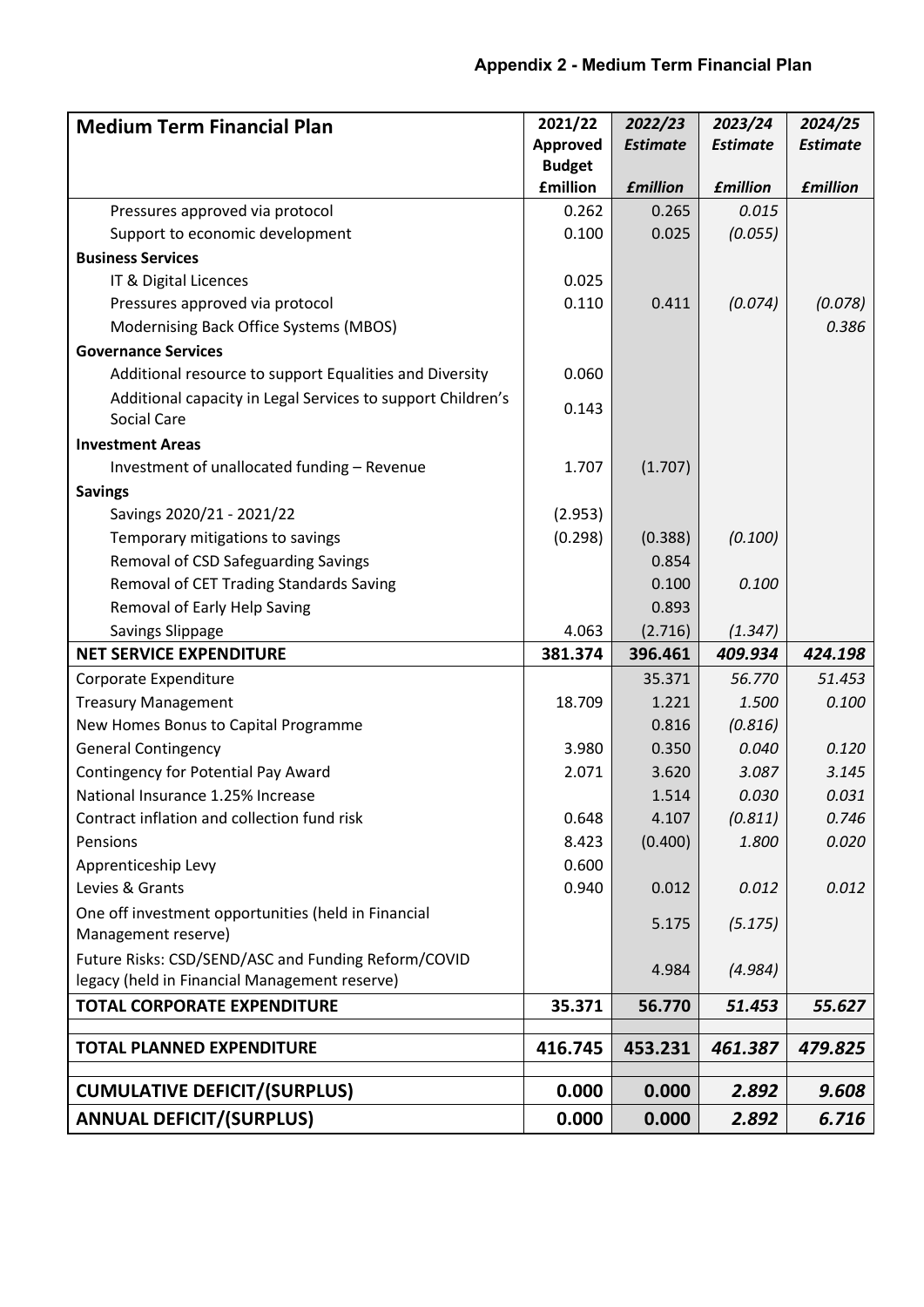## Appendix 2 - Medium Term Financial Plan

| Medium Term Financial Plan | 2021/22 Approved Budget £million | *2022/23 Estimate £million* | *2023/24 Estimate £million* | *2024/25 Estimate £million* |
|---|---|---|---|---|
| Pressures approved via protocol | 0.262 | 0.265 | *0.015* | |
| Support to economic development | 0.100 | 0.025 | *(0.055)* | |
| **Business Services** | | | | |
| IT & Digital Licences | 0.025 | | | |
| Pressures approved via protocol | 0.110 | 0.411 | *(0.074)* | *(0.078)* |
| Modernising Back Office Systems (MBOS) | | | | *0.386* |
| **Governance Services** | | | | |
| Additional resource to support Equalities and Diversity | 0.060 | | | |
| Additional capacity in Legal Services to support Children's Social Care | 0.143 | | | |
| **Investment Areas** | | | | |
| Investment of unallocated funding – Revenue | 1.707 | (1.707) | | |
| **Savings** | | | | |
| Savings 2020/21 - 2021/22 | (2.953) | | | |
| Temporary mitigations to savings | (0.298) | (0.388) | *(0.100)* | |
| Removal of CSD Safeguarding Savings | | 0.854 | | |
| Removal of CET Trading Standards Saving | | 0.100 | *0.100* | |
| Removal of Early Help Saving | | 0.893 | | |
| Savings Slippage | 4.063 | (2.716) | *(1.347)* | |
| **NET SERVICE EXPENDITURE** | **381.374** | **396.461** | ***409.934*** | ***424.198*** |
| Corporate Expenditure | | 35.371 | *56.770* | *51.453* |
| Treasury Management | 18.709 | 1.221 | *1.500* | *0.100* |
| New Homes Bonus to Capital Programme | | 0.816 | *(0.816)* | |
| General Contingency | 3.980 | 0.350 | *0.040* | *0.120* |
| Contingency for Potential Pay Award | 2.071 | 3.620 | *3.087* | *3.145* |
| National Insurance 1.25% Increase | | 1.514 | *0.030* | *0.031* |
| Contract inflation and collection fund risk | 0.648 | 4.107 | *(0.811)* | *0.746* |
| Pensions | 8.423 | (0.400) | *1.800* | *0.020* |
| Apprenticeship Levy | 0.600 | | | |
| Levies & Grants | 0.940 | 0.012 | *0.012* | *0.012* |
| One off investment opportunities (held in Financial Management reserve) | | 5.175 | *(5.175)* | |
| Future Risks: CSD/SEND/ASC and Funding Reform/COVID legacy (held in Financial Management reserve) | | 4.984 | *(4.984)* | |
| **TOTAL CORPORATE EXPENDITURE** | **35.371** | **56.770** | ***51.453*** | ***55.627*** |
| **TOTAL PLANNED EXPENDITURE** | **416.745** | **453.231** | ***461.387*** | ***479.825*** |
| **CUMULATIVE DEFICIT/(SURPLUS)** | **0.000** | **0.000** | ***2.892*** | ***9.608*** |
| **ANNUAL DEFICIT/(SURPLUS)** | **0.000** | **0.000** | ***2.892*** | ***6.716*** |